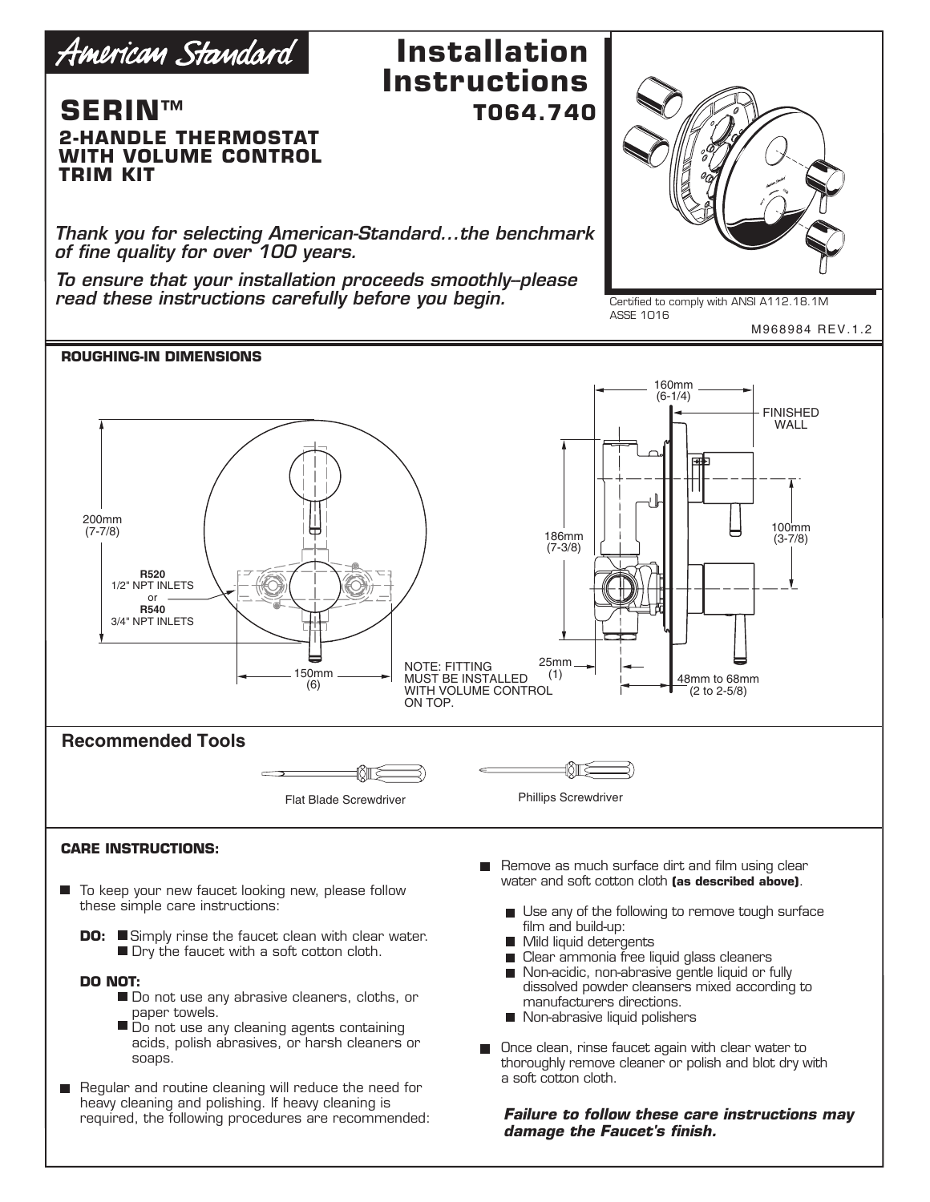American Standard

# Installation Instructions

## T064.740

# SERIN™

### 2-HANDLE THERMOSTAT WITH VOLUME CONTROL TRIM KIT

*Thank you for selecting American-Standard...the benchmark of fine quality for over 100 years.*

*To ensure that your installation proceeds smoothly–please read these instructions carefully before you begin.*

Certified to comply with ANSI A112.18.1M
ASSE 1016

M968984 REV.1.2

### ROUGHING-IN DIMENSIONS

200mm (7-7/8)

**R520**
1/2" NPT INLETS
or
**R540**
3/4" NPT INLETS

150mm (6)

NOTE: FITTING MUST BE INSTALLED WITH VOLUME CONTROL ON TOP.

160mm (6-1/4)

FINISHED WALL

186mm (7-3/8)

100mm (3-7/8)

25mm (1)

48mm to 68mm (2 to 2-5/8)

## Recommended Tools

Flat Blade Screwdriver

Phillips Screwdriver

### CARE INSTRUCTIONS:

- To keep your new faucet looking new, please follow these simple care instructions:

  **DO:**
  - Simply rinse the faucet clean with clear water.
  - Dry the faucet with a soft cotton cloth.

  **DO NOT:**
  - Do not use any abrasive cleaners, cloths, or paper towels.
  - Do not use any cleaning agents containing acids, polish abrasives, or harsh cleaners or soaps.

- Regular and routine cleaning will reduce the need for heavy cleaning and polishing. If heavy cleaning is required, the following procedures are recommended:

- Remove as much surface dirt and film using clear water and soft cotton cloth **(as described above)**.
  - Use any of the following to remove tough surface film and build-up:
  - Mild liquid detergents
  - Clear ammonia free liquid glass cleaners
  - Non-acidic, non-abrasive gentle liquid or fully dissolved powder cleansers mixed according to manufacturers directions.
  - Non-abrasive liquid polishers

- Once clean, rinse faucet again with clear water to thoroughly remove cleaner or polish and blot dry with a soft cotton cloth.

***Failure to follow these care instructions may damage the Faucet's finish.***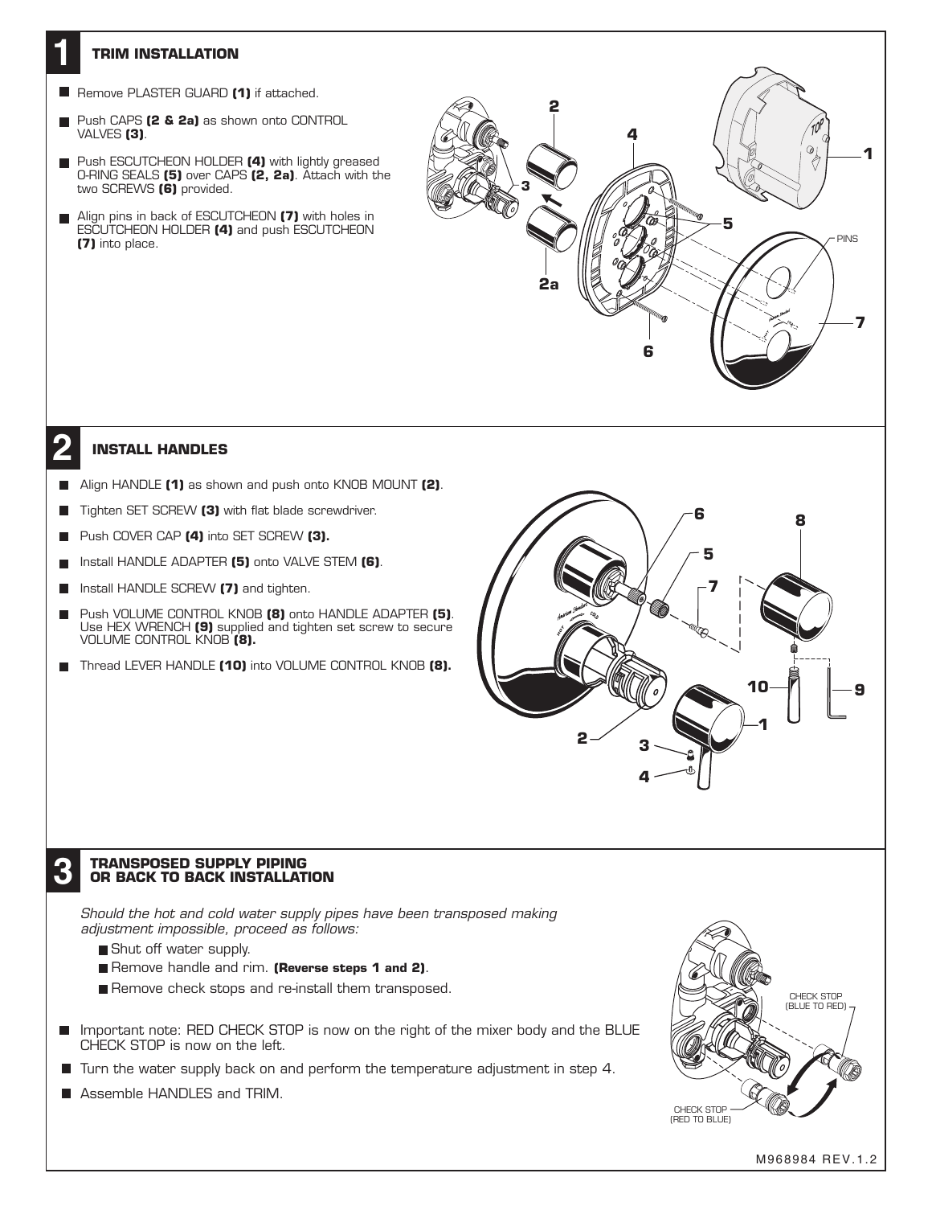## 1 TRIM INSTALLATION

- Remove PLASTER GUARD **(1)** if attached.
- Push CAPS **(2 & 2a)** as shown onto CONTROL VALVES **(3)**.
- Push ESCUTCHEON HOLDER **(4)** with lightly greased O-RING SEALS **(5)** over CAPS **(2, 2a)**. Attach with the two SCREWS **(6)** provided.
- Align pins in back of ESCUTCHEON **(7)** with holes in ESCUTCHEON HOLDER **(4)** and push ESCUTCHEON **(7)** into place.

## 2 INSTALL HANDLES

- Align HANDLE **(1)** as shown and push onto KNOB MOUNT **(2)**.
- Tighten SET SCREW **(3)** with flat blade screwdriver.
- Push COVER CAP **(4)** into SET SCREW **(3).**
- Install HANDLE ADAPTER **(5)** onto VALVE STEM **(6)**.
- Install HANDLE SCREW **(7)** and tighten.
- Push VOLUME CONTROL KNOB **(8)** onto HANDLE ADAPTER **(5)**. Use HEX WRENCH **(9)** supplied and tighten set screw to secure VOLUME CONTROL KNOB **(8).**
- Thread LEVER HANDLE **(10)** into VOLUME CONTROL KNOB **(8).**

## 3 TRANSPOSED SUPPLY PIPING OR BACK TO BACK INSTALLATION

*Should the hot and cold water supply pipes have been transposed making adjustment impossible, proceed as follows:*

- Shut off water supply.
- Remove handle and rim. **(Reverse steps 1 and 2)**.
- Remove check stops and re-install them transposed.

- Important note: RED CHECK STOP is now on the right of the mixer body and the BLUE CHECK STOP is now on the left.
- Turn the water supply back on and perform the temperature adjustment in step 4.
- Assemble HANDLES and TRIM.

M968984 REV.1.2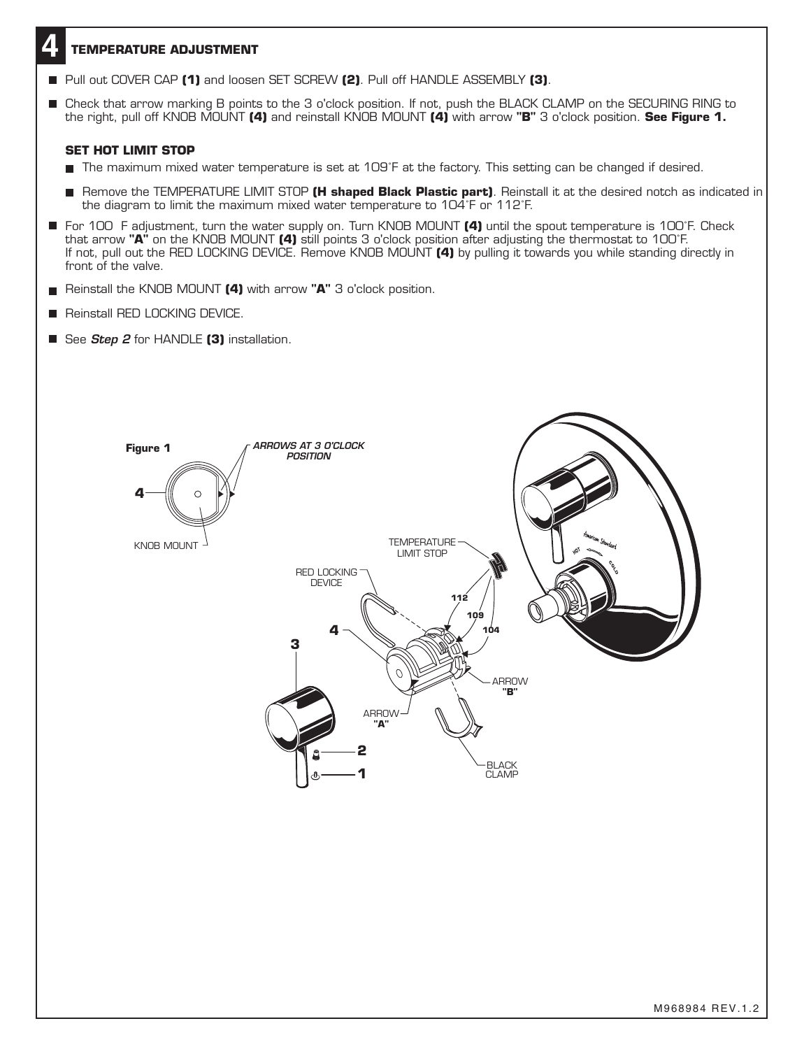## 4 TEMPERATURE ADJUSTMENT

- Pull out COVER CAP **(1)** and loosen SET SCREW **(2)**. Pull off HANDLE ASSEMBLY **(3)**.
- Check that arrow marking B points to the 3 o'clock position. If not, push the BLACK CLAMP on the SECURING RING to the right, pull off KNOB MOUNT **(4)** and reinstall KNOB MOUNT **(4)** with arrow **"B"** 3 o'clock position. **See Figure 1.**

### SET HOT LIMIT STOP

- The maximum mixed water temperature is set at 109˚F at the factory. This setting can be changed if desired.
- Remove the TEMPERATURE LIMIT STOP **(H shaped Black Plastic part)**. Reinstall it at the desired notch as indicated in the diagram to limit the maximum mixed water temperature to 104˚F or 112˚F.

- For 100 F adjustment, turn the water supply on. Turn KNOB MOUNT **(4)** until the spout temperature is 100˚F. Check that arrow **"A"** on the KNOB MOUNT **(4)** still points 3 o'clock position after adjusting the thermostat to 100˚F. If not, pull out the RED LOCKING DEVICE. Remove KNOB MOUNT **(4)** by pulling it towards you while standing directly in front of the valve.
- Reinstall the KNOB MOUNT **(4)** with arrow **"A"** 3 o'clock position.
- Reinstall RED LOCKING DEVICE.
- See ***Step 2*** for HANDLE **(3)** installation.

**Figure 1**

*ARROWS AT 3 O'CLOCK POSITION*

4

KNOB MOUNT

TEMPERATURE LIMIT STOP

RED LOCKING DEVICE

112

109

104

4

3

ARROW **"B"**

ARROW **"A"**

2

1

BLACK CLAMP

M968984 REV.1.2